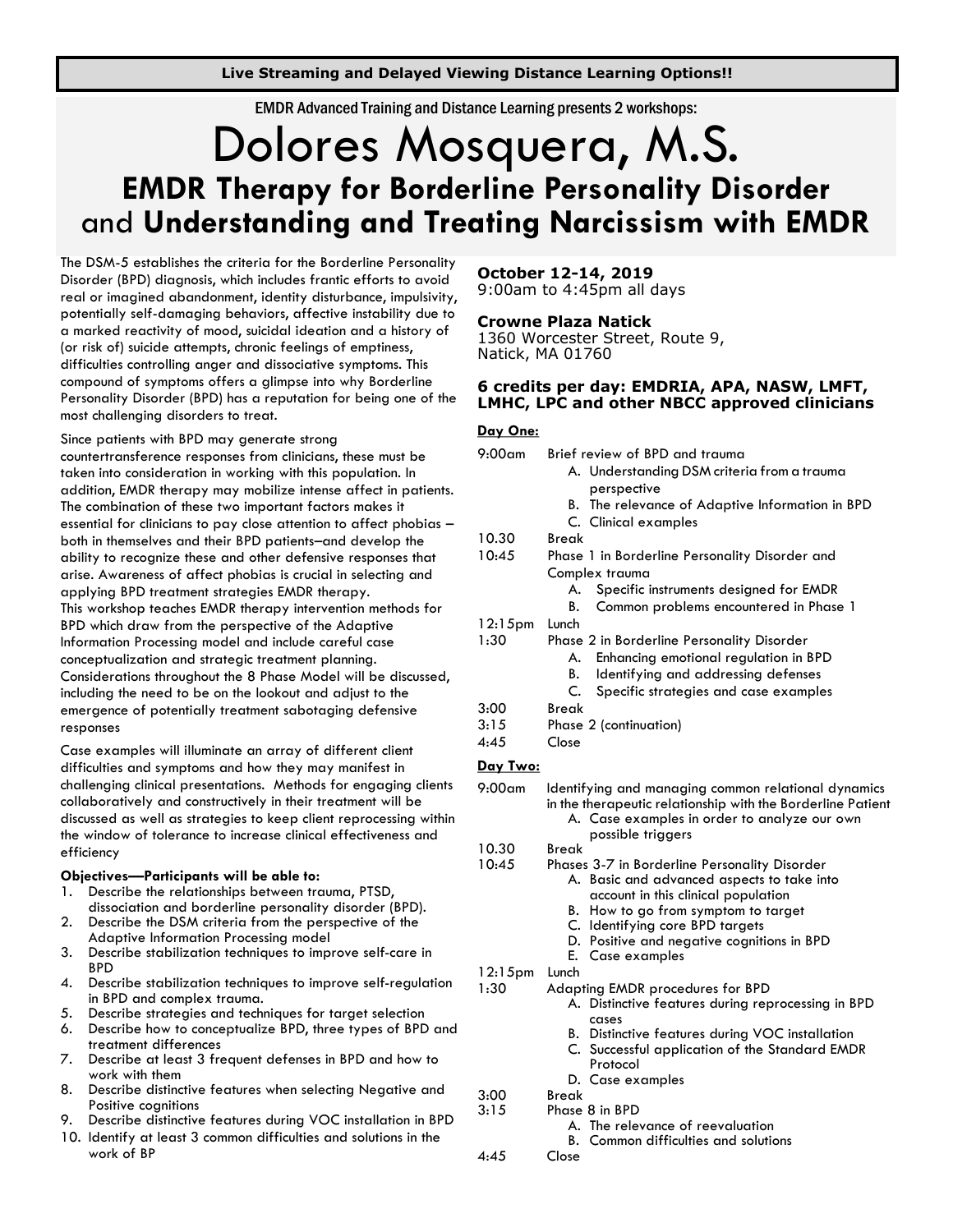**Live Streaming and Delayed Viewing Distance Learning Options!!**

EMDR Advanced Training and Distance Learning presents 2 workshops:

# Dolores Mosquera, M.S.

## EMDR Therapy for Borderline Personality Disorder and Understanding and Treating Narcissism with EMDR

The DSM-5 establishes the criteria for the Borderline Personality Disorder (BPD) diagnosis, which includes frantic efforts to avoid real or imagined abandonment, identity disturbance, impulsivity, potentially self-damaging behaviors, affective instability due to a marked reactivity of mood, suicidal ideation and a history of (or risk of) suicide attempts, chronic feelings of emptiness, difficulties controlling anger and dissociative symptoms. This compound of symptoms offers a glimpse into why Borderline Personality Disorder (BPD) has a reputation for being one of the most challenging disorders to treat.

Since patients with BPD may generate strong countertransference responses from clinicians, these must be taken into consideration in working with this population. In addition, EMDR therapy may mobilize intense affect in patients. The combination of these two important factors makes it essential for clinicians to pay close attention to affect phobias – both in themselves and their BPD patients–and develop the ability to recognize these and other defensive responses that arise. Awareness of affect phobias is crucial in selecting and applying BPD treatment strategies EMDR therapy.
This workshop teaches EMDR therapy intervention methods for BPD which draw from the perspective of the Adaptive Information Processing model and include careful case conceptualization and strategic treatment planning. Considerations throughout the 8 Phase Model will be discussed, including the need to be on the lookout and adjust to the emergence of potentially treatment sabotaging defensive responses

Case examples will illuminate an array of different client difficulties and symptoms and how they may manifest in challenging clinical presentations. Methods for engaging clients collaboratively and constructively in their treatment will be discussed as well as strategies to keep client reprocessing within the window of tolerance to increase clinical effectiveness and efficiency

**Objectives—Participants will be able to:**

1. Describe the relationships between trauma, PTSD, dissociation and borderline personality disorder (BPD).
2. Describe the DSM criteria from the perspective of the Adaptive Information Processing model
3. Describe stabilization techniques to improve self-care in BPD
4. Describe stabilization techniques to improve self-regulation in BPD and complex trauma.
5. Describe strategies and techniques for target selection
6. Describe how to conceptualize BPD, three types of BPD and treatment differences
7. Describe at least 3 frequent defenses in BPD and how to work with them
8. Describe distinctive features when selecting Negative and Positive cognitions
9. Describe distinctive features during VOC installation in BPD
10. Identify at least 3 common difficulties and solutions in the work of BP

**October 12-14, 2019**
9:00am to 4:45pm all days

**Crowne Plaza Natick**
1360 Worcester Street, Route 9,
Natick, MA 01760

**6 credits per day: EMDRIA, APA, NASW, LMFT, LMHC, LPC and other NBCC approved clinicians**

**Day One:**

9:00am Brief review of BPD and trauma
- A. Understanding DSM criteria from a trauma perspective
- B. The relevance of Adaptive Information in BPD
- C. Clinical examples

10.30 Break

10:45 Phase 1 in Borderline Personality Disorder and Complex trauma
- A. Specific instruments designed for EMDR
- B. Common problems encountered in Phase 1

12:15pm Lunch

1:30 Phase 2 in Borderline Personality Disorder
- A. Enhancing emotional regulation in BPD
- B. Identifying and addressing defenses
- C. Specific strategies and case examples

3:00 Break

3:15 Phase 2 (continuation)

4:45 Close

**Day Two:**

9:00am Identifying and managing common relational dynamics in the therapeutic relationship with the Borderline Patient
- A. Case examples in order to analyze our own possible triggers

10.30 Break

10:45 Phases 3-7 in Borderline Personality Disorder
- A. Basic and advanced aspects to take into account in this clinical population
- B. How to go from symptom to target
- C. Identifying core BPD targets
- D. Positive and negative cognitions in BPD
- E. Case examples

12:15pm Lunch

1:30 Adapting EMDR procedures for BPD
- A. Distinctive features during reprocessing in BPD cases
- B. Distinctive features during VOC installation
- C. Successful application of the Standard EMDR Protocol
- D. Case examples

3:00 Break

3:15 Phase 8 in BPD
- A. The relevance of reevaluation
- B. Common difficulties and solutions

4:45 Close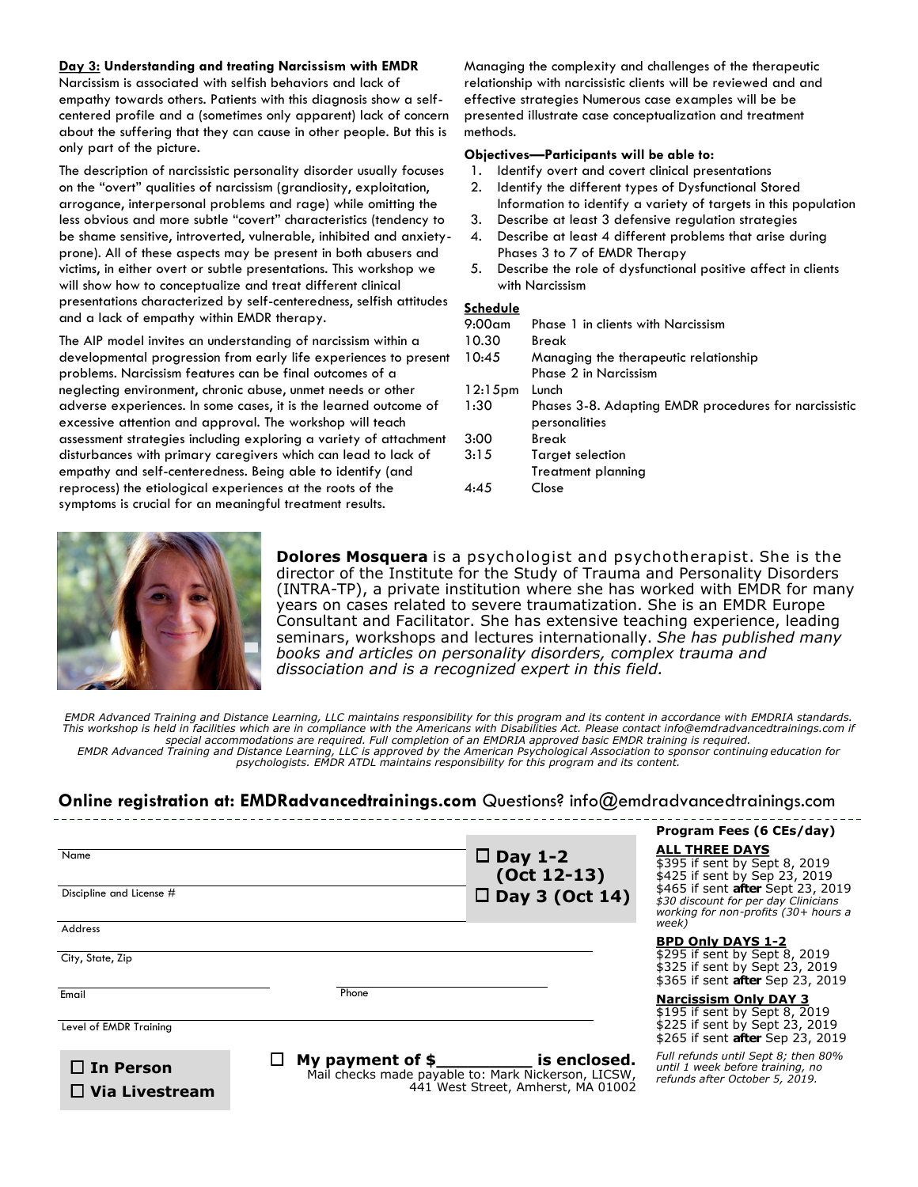**Day 3: Understanding and treating Narcissism with EMDR**

Narcissism is associated with selfish behaviors and lack of empathy towards others. Patients with this diagnosis show a self-centered profile and a (sometimes only apparent) lack of concern about the suffering that they can cause in other people. But this is only part of the picture.

The description of narcissistic personality disorder usually focuses on the "overt" qualities of narcissism (grandiosity, exploitation, arrogance, interpersonal problems and rage) while omitting the less obvious and more subtle "covert" characteristics (tendency to be shame sensitive, introverted, vulnerable, inhibited and anxiety-prone). All of these aspects may be present in both abusers and victims, in either overt or subtle presentations. This workshop we will show how to conceptualize and treat different clinical presentations characterized by self-centeredness, selfish attitudes and a lack of empathy within EMDR therapy.

The AIP model invites an understanding of narcissism within a developmental progression from early life experiences to present problems. Narcissism features can be final outcomes of a neglecting environment, chronic abuse, unmet needs or other adverse experiences. In some cases, it is the learned outcome of excessive attention and approval. The workshop will teach assessment strategies including exploring a variety of attachment disturbances with primary caregivers which can lead to lack of empathy and self-centeredness. Being able to identify (and reprocess) the etiological experiences at the roots of the symptoms is crucial for an meaningful treatment results.

Managing the complexity and challenges of the therapeutic relationship with narcissistic clients will be reviewed and and effective strategies Numerous case examples will be be presented illustrate case conceptualization and treatment methods.

**Objectives—Participants will be able to:**

1. Identify overt and covert clinical presentations
2. Identify the different types of Dysfunctional Stored Information to identify a variety of targets in this population
3. Describe at least 3 defensive regulation strategies
4. Describe at least 4 different problems that arise during Phases 3 to 7 of EMDR Therapy
5. Describe the role of dysfunctional positive affect in clients with Narcissism

**Schedule**

| | |
|---|---|
| 9:00am | Phase 1 in clients with Narcissism |
| 10.30 | Break |
| 10:45 | Managing the therapeutic relationship<br>Phase 2 in Narcissism |
| 12:15pm | Lunch |
| 1:30 | Phases 3-8. Adapting EMDR procedures for narcissistic personalities |
| 3:00 | Break |
| 3:15 | Target selection<br>Treatment planning |
| 4:45 | Close |

**Dolores Mosquera** is a psychologist and psychotherapist. She is the director of the Institute for the Study of Trauma and Personality Disorders (INTRA-TP), a private institution where she has worked with EMDR for many years on cases related to severe traumatization. She is an EMDR Europe Consultant and Facilitator. She has extensive teaching experience, leading seminars, workshops and lectures internationally. *She has published many books and articles on personality disorders, complex trauma and dissociation and is a recognized expert in this field.*

*EMDR Advanced Training and Distance Learning, LLC maintains responsibility for this program and its content in accordance with EMDRIA standards. This workshop is held in facilities which are in compliance with the Americans with Disabilities Act. Please contact info@emdradvancedtrainings.com if special accommodations are required. Full completion of an EMDRIA approved basic EMDR training is required. EMDR Advanced Training and Distance Learning, LLC is approved by the American Psychological Association to sponsor continuing education for psychologists. EMDR ATDL maintains responsibility for this program and its content.*

**Online registration at: EMDRadvancedtrainings.com** Questions? info@emdradvancedtrainings.com

Name

Discipline and License #

Address

City, State, Zip

Email

Phone

Level of EMDR Training

☐ **Day 1-2 (Oct 12-13)**

☐ **Day 3 (Oct 14)**

☐ **In Person**

☐ **Via Livestream**

☐ **My payment of $_________ is enclosed.**
Mail checks made payable to: Mark Nickerson, LICSW, 441 West Street, Amherst, MA 01002

**Program Fees (6 CEs/day)**

**ALL THREE DAYS**
$395 if sent by Sept 8, 2019
$425 if sent by Sep 23, 2019
$465 if sent **after** Sept 23, 2019
*$30 discount for per day Clinicians working for non-profits (30+ hours a week)*

**BPD Only DAYS 1-2**
$295 if sent by Sept 8, 2019
$325 if sent by Sept 23, 2019
$365 if sent **after** Sep 23, 2019

**Narcissism Only DAY 3**
$195 if sent by Sept 8, 2019
$225 if sent by Sept 23, 2019
$265 if sent **after** Sep 23, 2019

*Full refunds until Sept 8; then 80% until 1 week before training, no refunds after October 5, 2019.*